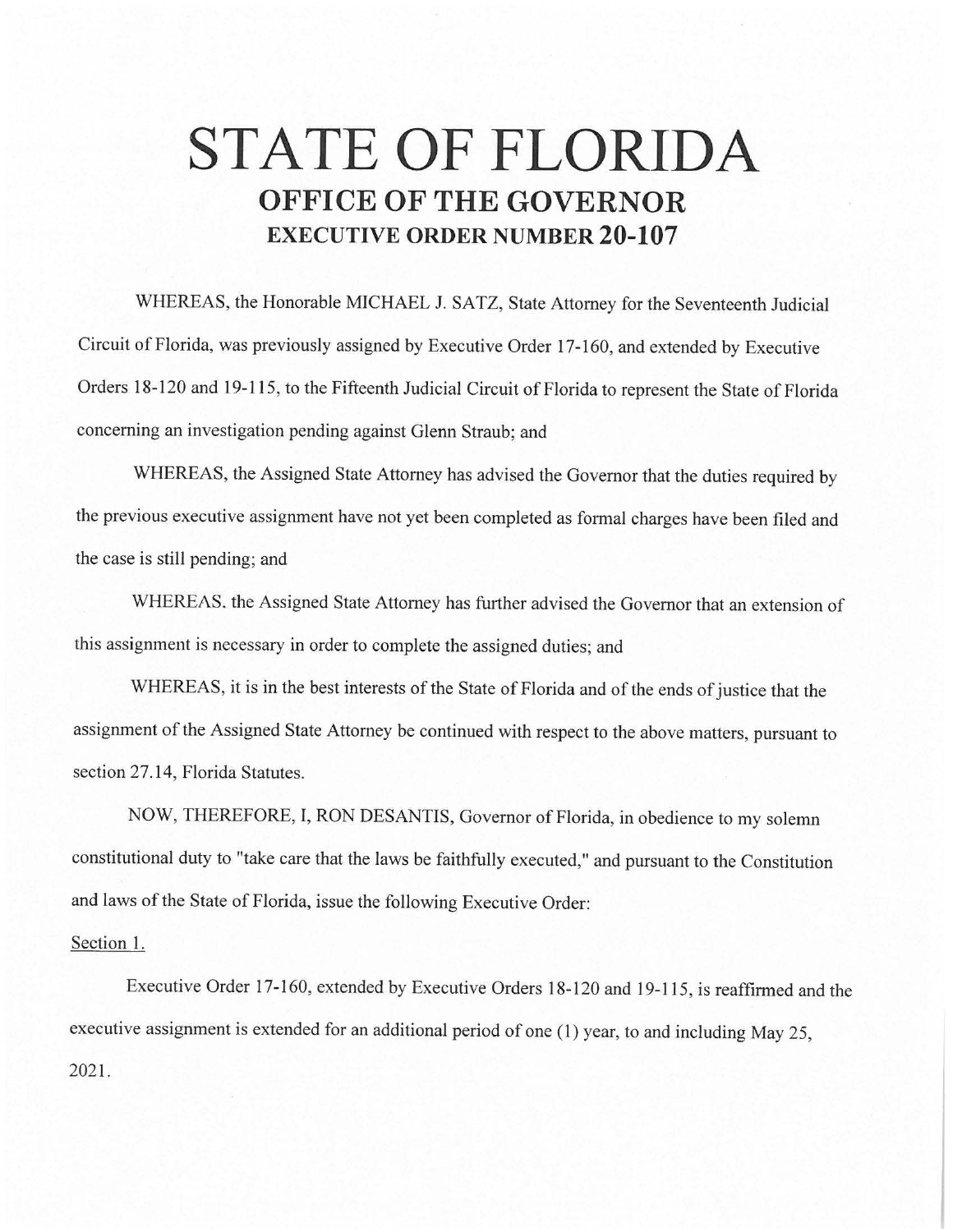# STATE OF FLORIDA

## OFFICE OF THE GOVERNOR

### EXECUTIVE ORDER NUMBER 20-107

WHEREAS, the Honorable MICHAEL J. SATZ, State Attorney for the Seventeenth Judicial Circuit of Florida, was previously assigned by Executive Order 17-160, and extended by Executive Orders 18-120 and 19-115, to the Fifteenth Judicial Circuit of Florida to represent the State of Florida concerning an investigation pending against Glenn Straub; and

WHEREAS, the Assigned State Attorney has advised the Governor that the duties required by the previous executive assignment have not yet been completed as formal charges have been filed and the case is still pending; and

WHEREAS, the Assigned State Attorney has further advised the Governor that an extension of this assignment is necessary in order to complete the assigned duties; and

WHEREAS, it is in the best interests of the State of Florida and of the ends of justice that the assignment of the Assigned State Attorney be continued with respect to the above matters, pursuant to section 27.14, Florida Statutes.

NOW, THEREFORE, I, RON DESANTIS, Governor of Florida, in obedience to my solemn constitutional duty to "take care that the laws be faithfully executed," and pursuant to the Constitution and laws of the State of Florida, issue the following Executive Order:

Section 1.

Executive Order 17-160, extended by Executive Orders 18-120 and 19-115, is reaffirmed and the executive assignment is extended for an additional period of one (1) year, to and including May 25, 2021.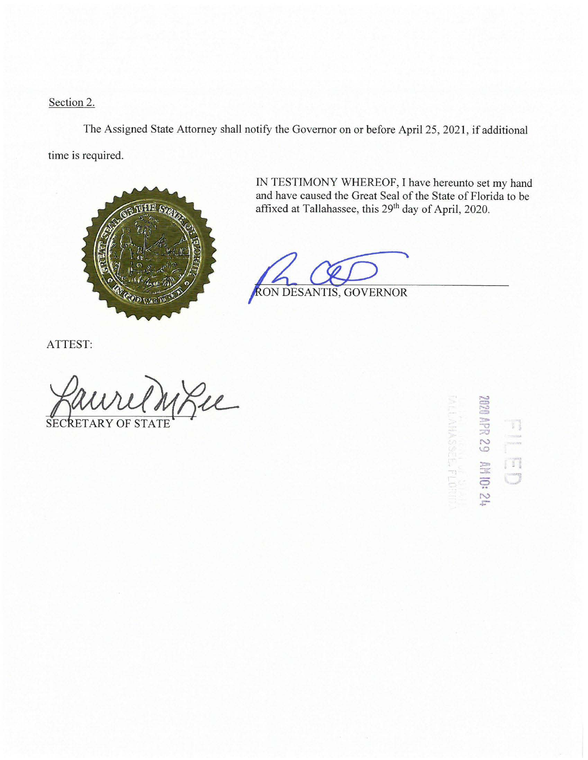Section 2.

The Assigned State Attorney shall notify the Governor on or before April 25, 2021, if additional time is required.

IN TESTIMONY WHEREOF, I have hereunto set my hand and have caused the Great Seal of the State of Florida to be affixed at Tallahassee, this 29th day of April, 2020.

RON DESANTIS, GOVERNOR

ATTEST:

SECRETARY OF STATE

FILED

2020 APR 29 AM 10: 24

TALLAHASSEE, FLORIDA